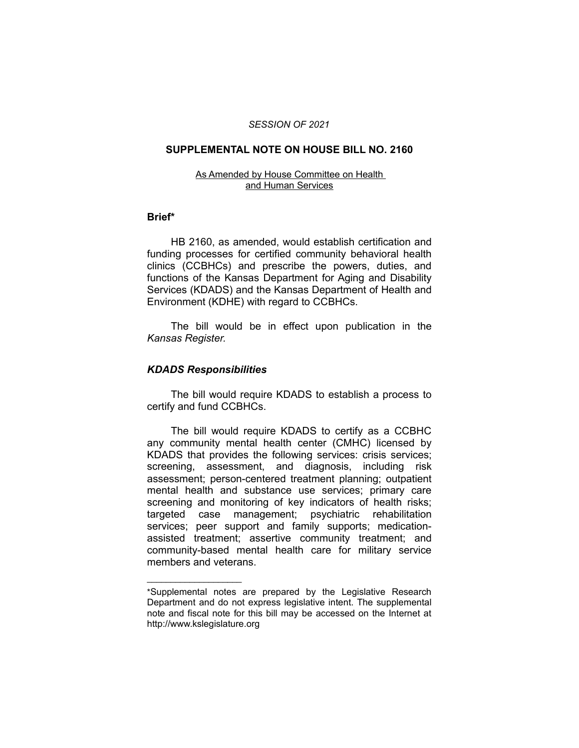*SESSION OF 2021*

# SUPPLEMENTAL NOTE ON HOUSE BILL NO. 2160

As Amended by House Committee on Health and Human Services

## Brief*

HB 2160, as amended, would establish certification and funding processes for certified community behavioral health clinics (CCBHCs) and prescribe the powers, duties, and functions of the Kansas Department for Aging and Disability Services (KDADS) and the Kansas Department of Health and Environment (KDHE) with regard to CCBHCs.

The bill would be in effect upon publication in the *Kansas Register.*

### *KDADS Responsibilities*

The bill would require KDADS to establish a process to certify and fund CCBHCs.

The bill would require KDADS to certify as a CCBHC any community mental health center (CMHC) licensed by KDADS that provides the following services: crisis services; screening, assessment, and diagnosis, including risk assessment; person-centered treatment planning; outpatient mental health and substance use services; primary care screening and monitoring of key indicators of health risks; targeted case management; psychiatric rehabilitation services; peer support and family supports; medication-assisted treatment; assertive community treatment; and community-based mental health care for military service members and veterans.

---

*Supplemental notes are prepared by the Legislative Research Department and do not express legislative intent. The supplemental note and fiscal note for this bill may be accessed on the Internet at http://www.kslegislature.org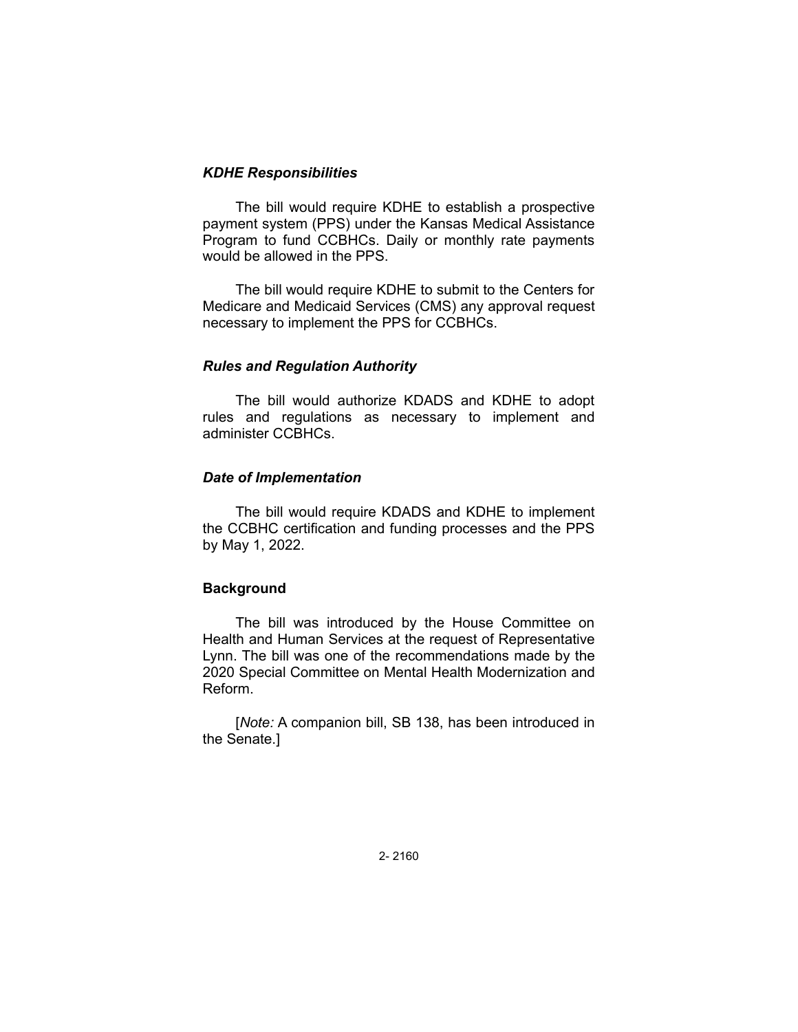### *KDHE Responsibilities*

The bill would require KDHE to establish a prospective payment system (PPS) under the Kansas Medical Assistance Program to fund CCBHCs. Daily or monthly rate payments would be allowed in the PPS.

The bill would require KDHE to submit to the Centers for Medicare and Medicaid Services (CMS) any approval request necessary to implement the PPS for CCBHCs.

### *Rules and Regulation Authority*

The bill would authorize KDADS and KDHE to adopt rules and regulations as necessary to implement and administer CCBHCs.

### *Date of Implementation*

The bill would require KDADS and KDHE to implement the CCBHC certification and funding processes and the PPS by May 1, 2022.

## **Background**

The bill was introduced by the House Committee on Health and Human Services at the request of Representative Lynn. The bill was one of the recommendations made by the 2020 Special Committee on Mental Health Modernization and Reform.

[*Note:* A companion bill, SB 138, has been introduced in the Senate.]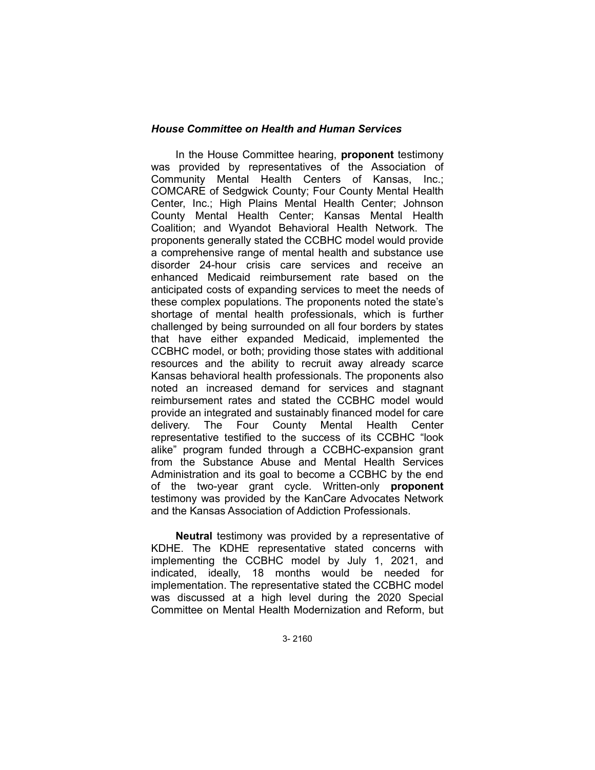### *House Committee on Health and Human Services*

In the House Committee hearing, **proponent** testimony was provided by representatives of the Association of Community Mental Health Centers of Kansas, Inc.; COMCARE of Sedgwick County; Four County Mental Health Center, Inc.; High Plains Mental Health Center; Johnson County Mental Health Center; Kansas Mental Health Coalition; and Wyandot Behavioral Health Network. The proponents generally stated the CCBHC model would provide a comprehensive range of mental health and substance use disorder 24-hour crisis care services and receive an enhanced Medicaid reimbursement rate based on the anticipated costs of expanding services to meet the needs of these complex populations. The proponents noted the state's shortage of mental health professionals, which is further challenged by being surrounded on all four borders by states that have either expanded Medicaid, implemented the CCBHC model, or both; providing those states with additional resources and the ability to recruit away already scarce Kansas behavioral health professionals. The proponents also noted an increased demand for services and stagnant reimbursement rates and stated the CCBHC model would provide an integrated and sustainably financed model for care delivery. The Four County Mental Health Center representative testified to the success of its CCBHC "look alike" program funded through a CCBHC-expansion grant from the Substance Abuse and Mental Health Services Administration and its goal to become a CCBHC by the end of the two-year grant cycle. Written-only **proponent** testimony was provided by the KanCare Advocates Network and the Kansas Association of Addiction Professionals.

**Neutral** testimony was provided by a representative of KDHE. The KDHE representative stated concerns with implementing the CCBHC model by July 1, 2021, and indicated, ideally, 18 months would be needed for implementation. The representative stated the CCBHC model was discussed at a high level during the 2020 Special Committee on Mental Health Modernization and Reform, but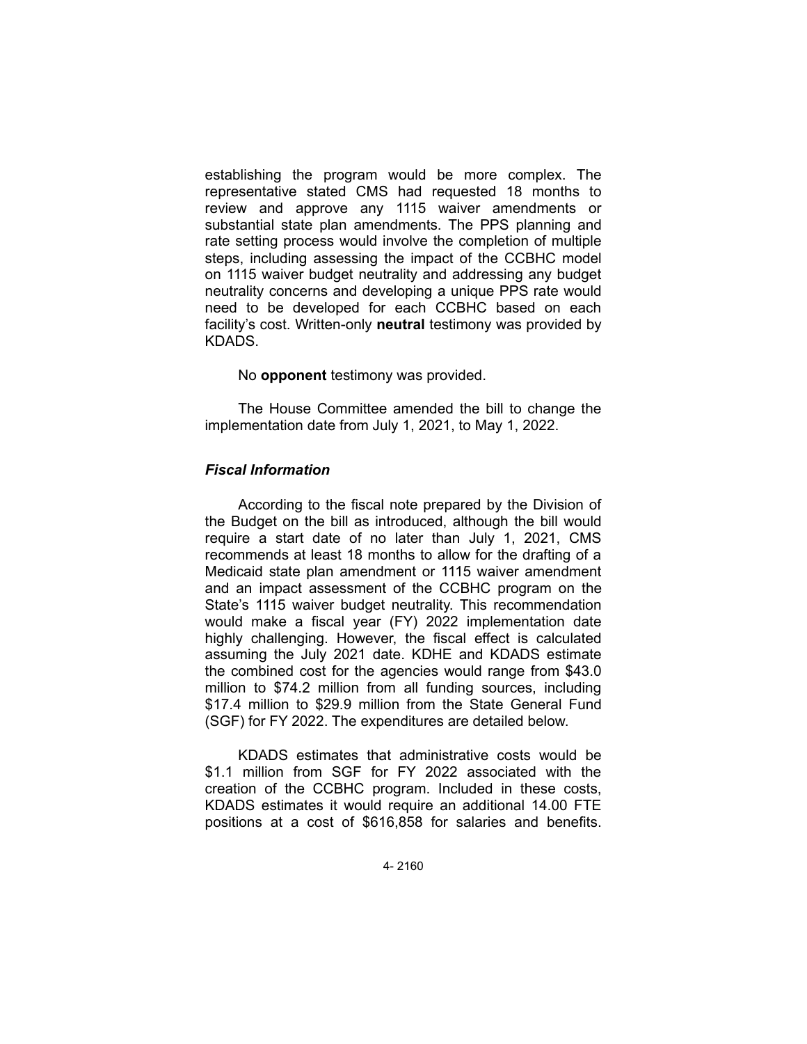establishing the program would be more complex. The representative stated CMS had requested 18 months to review and approve any 1115 waiver amendments or substantial state plan amendments. The PPS planning and rate setting process would involve the completion of multiple steps, including assessing the impact of the CCBHC model on 1115 waiver budget neutrality and addressing any budget neutrality concerns and developing a unique PPS rate would need to be developed for each CCBHC based on each facility's cost. Written-only **neutral** testimony was provided by KDADS.

No **opponent** testimony was provided.

The House Committee amended the bill to change the implementation date from July 1, 2021, to May 1, 2022.

### *Fiscal Information*

According to the fiscal note prepared by the Division of the Budget on the bill as introduced, although the bill would require a start date of no later than July 1, 2021, CMS recommends at least 18 months to allow for the drafting of a Medicaid state plan amendment or 1115 waiver amendment and an impact assessment of the CCBHC program on the State's 1115 waiver budget neutrality. This recommendation would make a fiscal year (FY) 2022 implementation date highly challenging. However, the fiscal effect is calculated assuming the July 2021 date. KDHE and KDADS estimate the combined cost for the agencies would range from $43.0 million to $74.2 million from all funding sources, including $17.4 million to $29.9 million from the State General Fund (SGF) for FY 2022. The expenditures are detailed below.

KDADS estimates that administrative costs would be $1.1 million from SGF for FY 2022 associated with the creation of the CCBHC program. Included in these costs, KDADS estimates it would require an additional 14.00 FTE positions at a cost of $616,858 for salaries and benefits.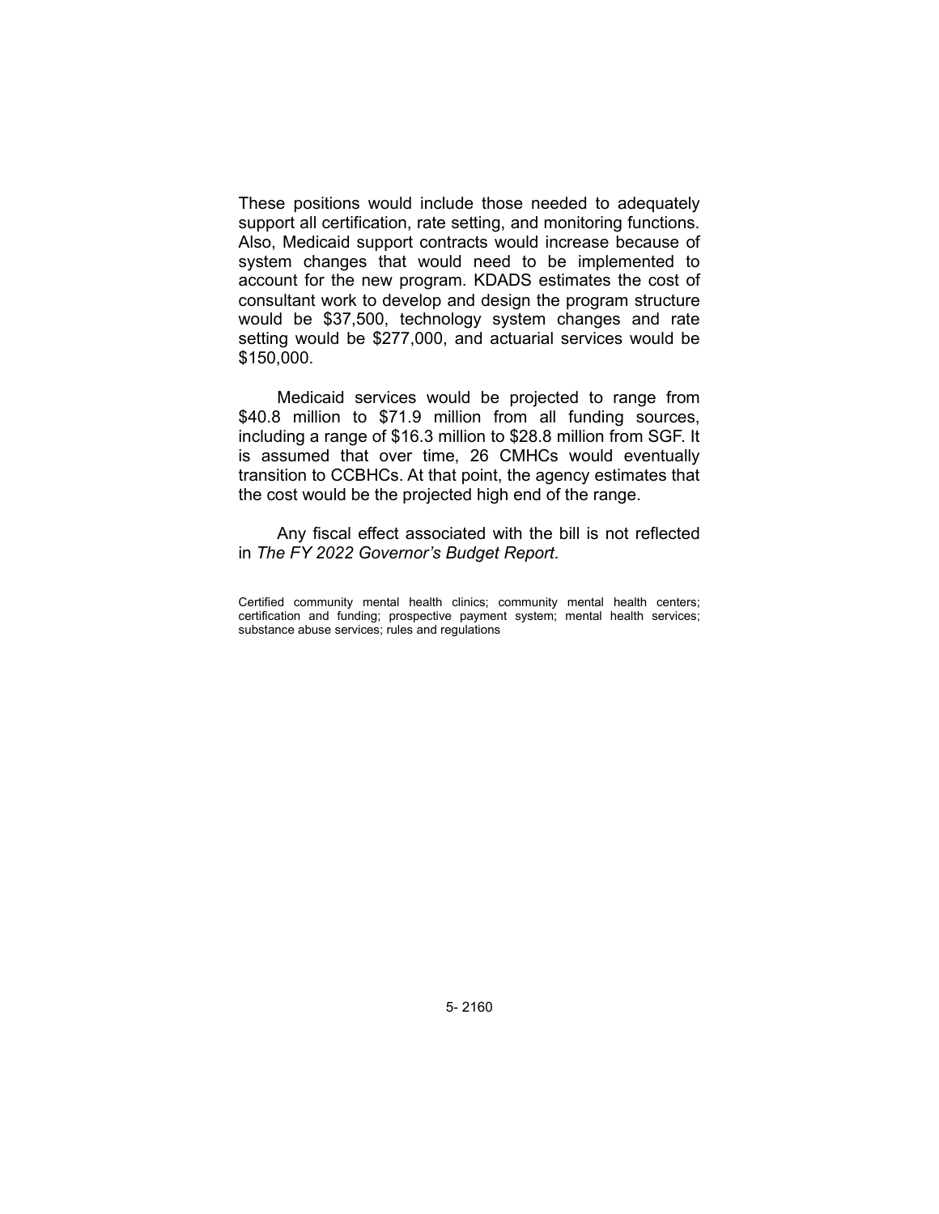These positions would include those needed to adequately support all certification, rate setting, and monitoring functions. Also, Medicaid support contracts would increase because of system changes that would need to be implemented to account for the new program. KDADS estimates the cost of consultant work to develop and design the program structure would be $37,500, technology system changes and rate setting would be $277,000, and actuarial services would be $150,000.

Medicaid services would be projected to range from $40.8 million to $71.9 million from all funding sources, including a range of $16.3 million to $28.8 million from SGF. It is assumed that over time, 26 CMHCs would eventually transition to CCBHCs. At that point, the agency estimates that the cost would be the projected high end of the range.

Any fiscal effect associated with the bill is not reflected in *The FY 2022 Governor's Budget Report*.

Certified community mental health clinics; community mental health centers; certification and funding; prospective payment system; mental health services; substance abuse services; rules and regulations